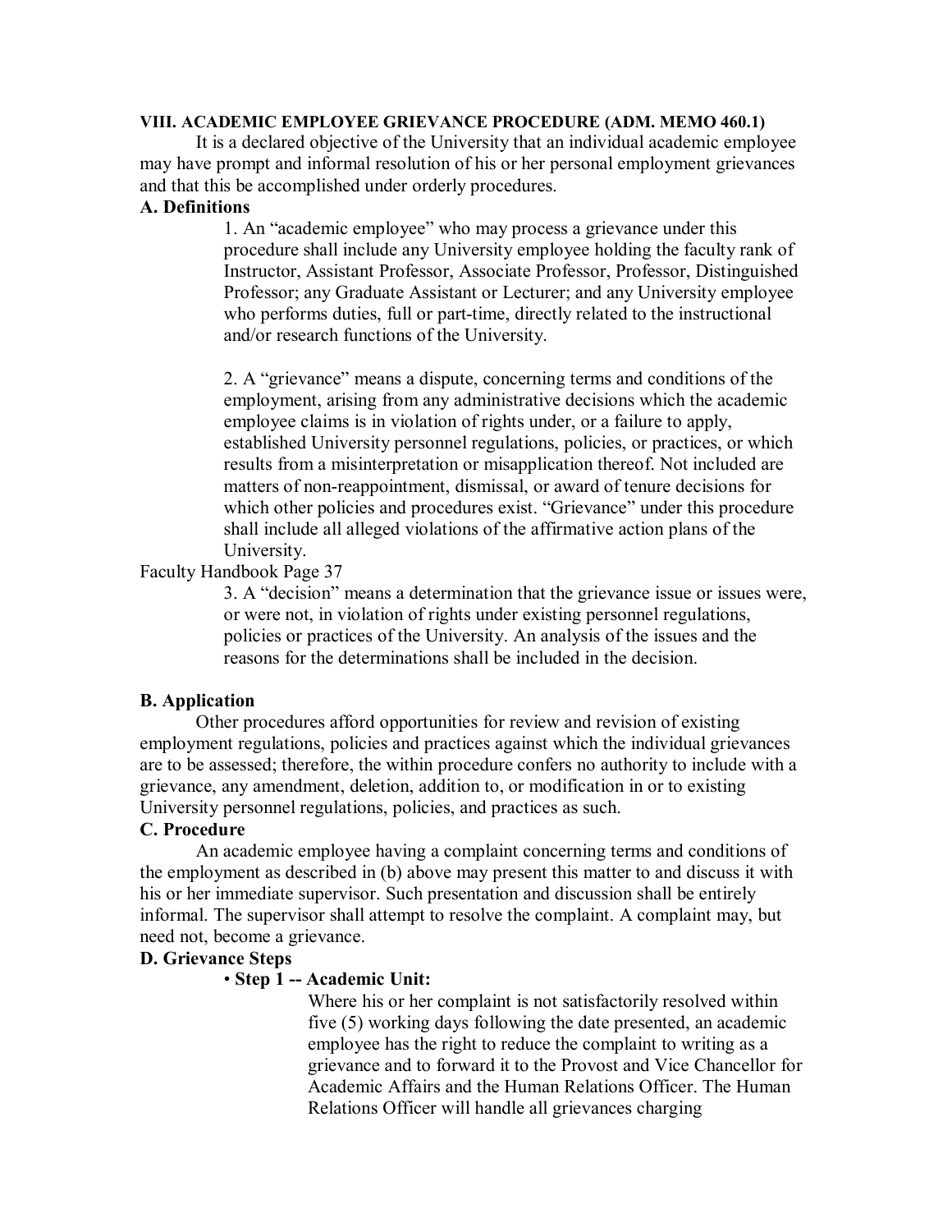### VIII. ACADEMIC EMPLOYEE GRIEVANCE PROCEDURE (ADM. MEMO 460.1)

It is a declared objective of the University that an individual academic employee may have prompt and informal resolution of his or her personal employment grievances and that this be accomplished under orderly procedures.

#### A. Definitions

1. An "academic employee" who may process a grievance under this procedure shall include any University employee holding the faculty rank of Instructor, Assistant Professor, Associate Professor, Professor, Distinguished Professor; any Graduate Assistant or Lecturer; and any University employee who performs duties, full or part-time, directly related to the instructional and/or research functions of the University.

2. A "grievance" means a dispute, concerning terms and conditions of the employment, arising from any administrative decisions which the academic employee claims is in violation of rights under, or a failure to apply, established University personnel regulations, policies, or practices, or which results from a misinterpretation or misapplication thereof. Not included are matters of non-reappointment, dismissal, or award of tenure decisions for which other policies and procedures exist. "Grievance" under this procedure shall include all alleged violations of the affirmative action plans of the University.

3. A "decision" means a determination that the grievance issue or issues were, or were not, in violation of rights under existing personnel regulations, policies or practices of the University. An analysis of the issues and the reasons for the determinations shall be included in the decision.

#### B. Application

Other procedures afford opportunities for review and revision of existing employment regulations, policies and practices against which the individual grievances are to be assessed; therefore, the within procedure confers no authority to include with a grievance, any amendment, deletion, addition to, or modification in or to existing University personnel regulations, policies, and practices as such.

#### C. Procedure

An academic employee having a complaint concerning terms and conditions of the employment as described in (b) above may present this matter to and discuss it with his or her immediate supervisor. Such presentation and discussion shall be entirely informal. The supervisor shall attempt to resolve the complaint. A complaint may, but need not, become a grievance.

#### D. Grievance Steps

- **Step 1 -- Academic Unit:**

  Where his or her complaint is not satisfactorily resolved within five (5) working days following the date presented, an academic employee has the right to reduce the complaint to writing as a grievance and to forward it to the Provost and Vice Chancellor for Academic Affairs and the Human Relations Officer. The Human Relations Officer will handle all grievances charging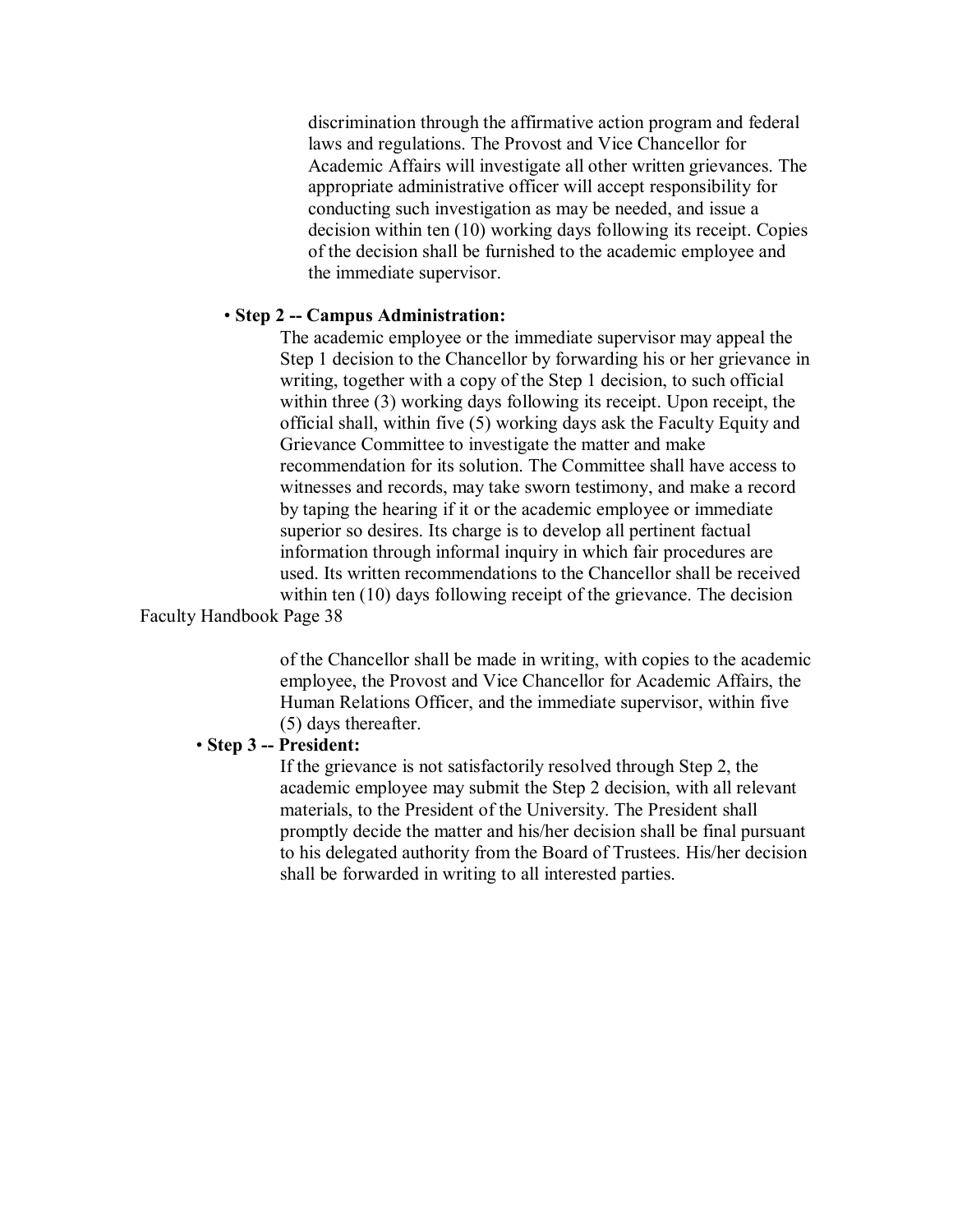discrimination through the affirmative action program and federal laws and regulations. The Provost and Vice Chancellor for Academic Affairs will investigate all other written grievances. The appropriate administrative officer will accept responsibility for conducting such investigation as may be needed, and issue a decision within ten (10) working days following its receipt. Copies of the decision shall be furnished to the academic employee and the immediate supervisor.

- **Step 2 -- Campus Administration:**

  The academic employee or the immediate supervisor may appeal the Step 1 decision to the Chancellor by forwarding his or her grievance in writing, together with a copy of the Step 1 decision, to such official within three (3) working days following its receipt. Upon receipt, the official shall, within five (5) working days ask the Faculty Equity and Grievance Committee to investigate the matter and make recommendation for its solution. The Committee shall have access to witnesses and records, may take sworn testimony, and make a record by taping the hearing if it or the academic employee or immediate superior so desires. Its charge is to develop all pertinent factual information through informal inquiry in which fair procedures are used. Its written recommendations to the Chancellor shall be received within ten (10) days following receipt of the grievance. The decision of the Chancellor shall be made in writing, with copies to the academic employee, the Provost and Vice Chancellor for Academic Affairs, the Human Relations Officer, and the immediate supervisor, within five (5) days thereafter.

- **Step 3 -- President:**

  If the grievance is not satisfactorily resolved through Step 2, the academic employee may submit the Step 2 decision, with all relevant materials, to the President of the University. The President shall promptly decide the matter and his/her decision shall be final pursuant to his delegated authority from the Board of Trustees. His/her decision shall be forwarded in writing to all interested parties.